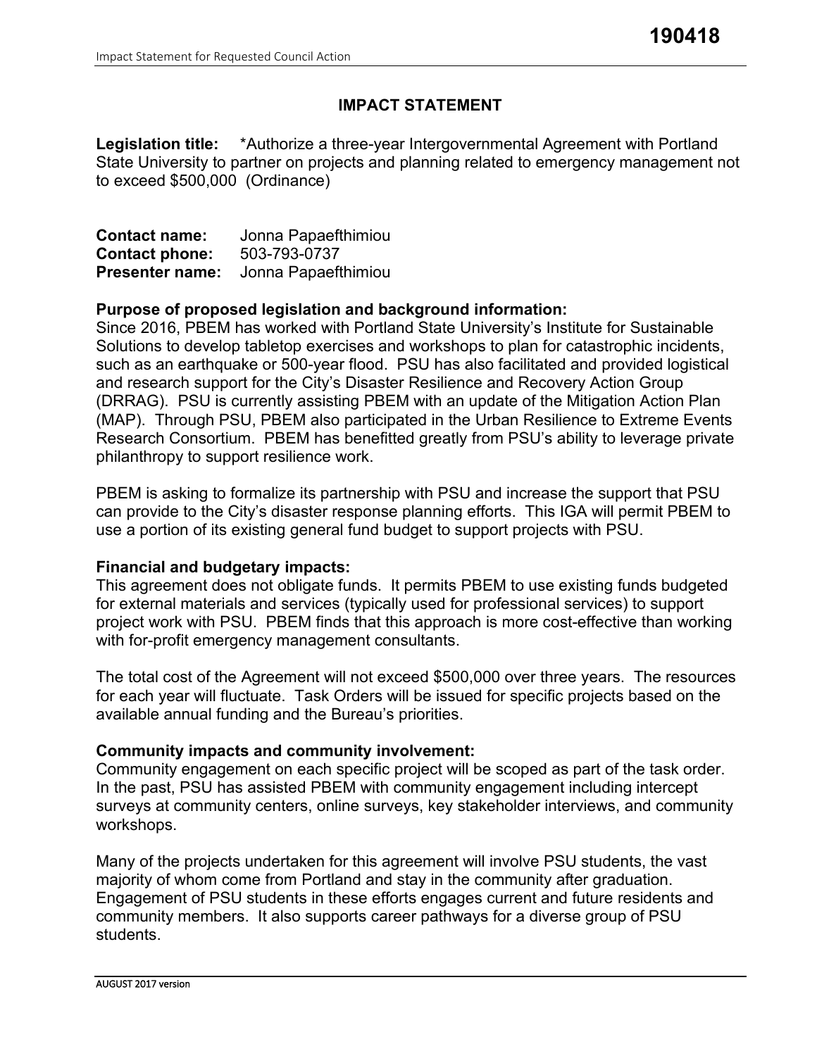190418

# IMPACT STATEMENT

**Legislation title:** *Authorize a three-year Intergovernmental Agreement with Portland State University to partner on projects and planning related to emergency management not to exceed $500,000 (Ordinance)

**Contact name:** Jonna Papaefthimiou
**Contact phone:** 503-793-0737
**Presenter name:** Jonna Papaefthimiou

**Purpose of proposed legislation and background information:**
Since 2016, PBEM has worked with Portland State University's Institute for Sustainable Solutions to develop tabletop exercises and workshops to plan for catastrophic incidents, such as an earthquake or 500-year flood. PSU has also facilitated and provided logistical and research support for the City's Disaster Resilience and Recovery Action Group (DRRAG). PSU is currently assisting PBEM with an update of the Mitigation Action Plan (MAP). Through PSU, PBEM also participated in the Urban Resilience to Extreme Events Research Consortium. PBEM has benefitted greatly from PSU's ability to leverage private philanthropy to support resilience work.

PBEM is asking to formalize its partnership with PSU and increase the support that PSU can provide to the City's disaster response planning efforts. This IGA will permit PBEM to use a portion of its existing general fund budget to support projects with PSU.

**Financial and budgetary impacts:**
This agreement does not obligate funds. It permits PBEM to use existing funds budgeted for external materials and services (typically used for professional services) to support project work with PSU. PBEM finds that this approach is more cost-effective than working with for-profit emergency management consultants.

The total cost of the Agreement will not exceed $500,000 over three years. The resources for each year will fluctuate. Task Orders will be issued for specific projects based on the available annual funding and the Bureau's priorities.

**Community impacts and community involvement:**
Community engagement on each specific project will be scoped as part of the task order. In the past, PSU has assisted PBEM with community engagement including intercept surveys at community centers, online surveys, key stakeholder interviews, and community workshops.

Many of the projects undertaken for this agreement will involve PSU students, the vast majority of whom come from Portland and stay in the community after graduation. Engagement of PSU students in these efforts engages current and future residents and community members. It also supports career pathways for a diverse group of PSU students.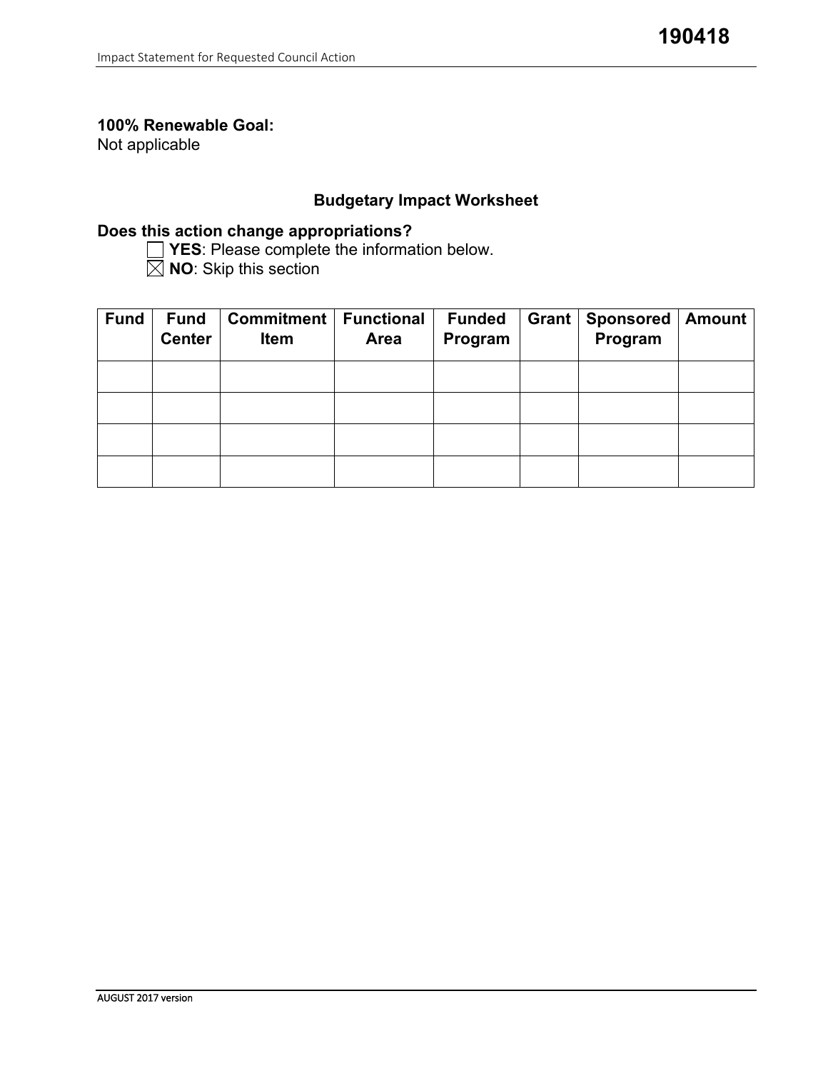**100% Renewable Goal:**
Not applicable

### Budgetary Impact Worksheet

**Does this action change appropriations?**

- ☐ **YES**: Please complete the information below.
- ☒ **NO**: Skip this section

| Fund | Fund Center | Commitment Item | Functional Area | Funded Program | Grant | Sponsored Program | Amount |
|---|---|---|---|---|---|---|---|
| | | | | | | | |
| | | | | | | | |
| | | | | | | | |
| | | | | | | | |